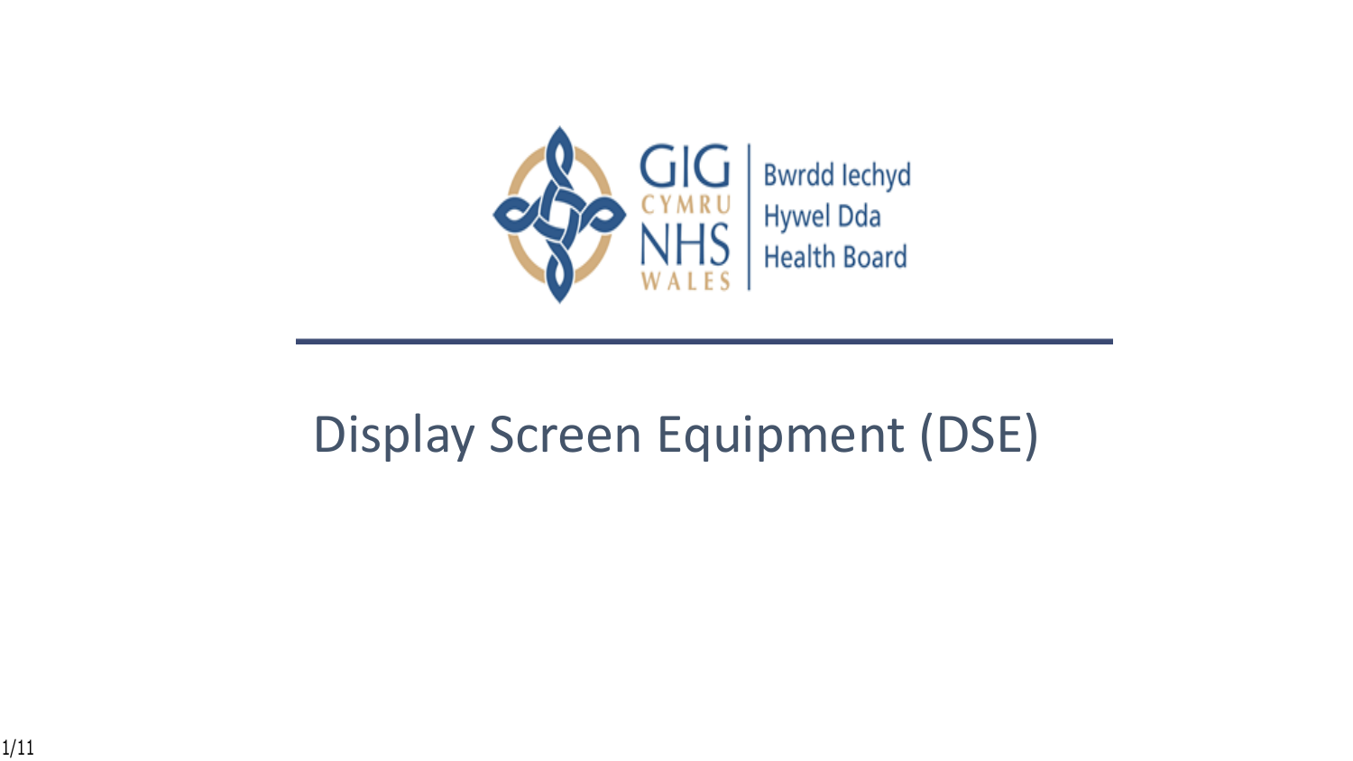GIG CYMRU NHS WALES | Bwrdd Iechyd Hywel Dda Health Board

# Display Screen Equipment (DSE)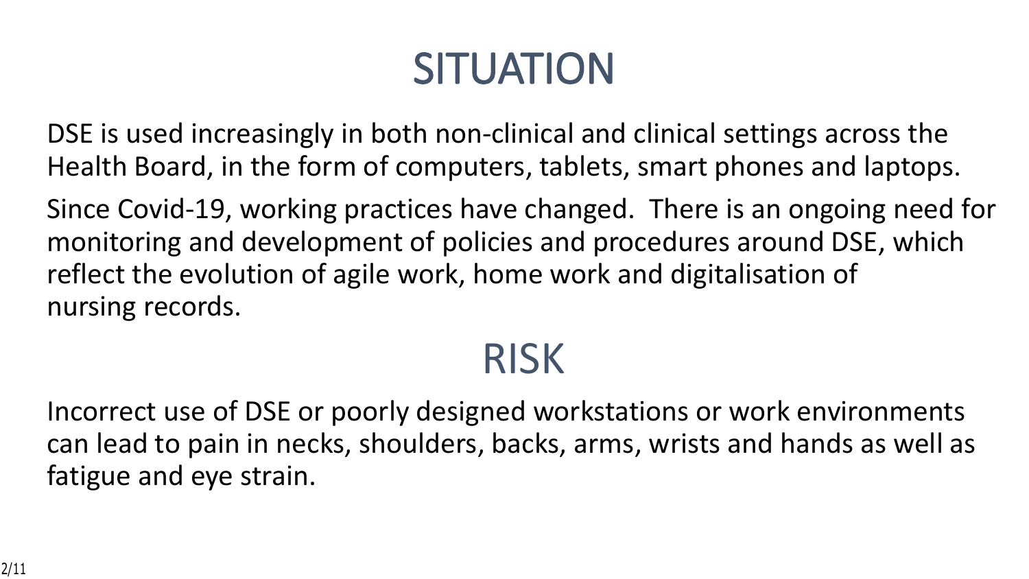# SITUATION

DSE is used increasingly in both non-clinical and clinical settings across the Health Board, in the form of computers, tablets, smart phones and laptops.

Since Covid-19, working practices have changed. There is an ongoing need for monitoring and development of policies and procedures around DSE, which reflect the evolution of agile work, home work and digitalisation of nursing records.

# RISK

Incorrect use of DSE or poorly designed workstations or work environments can lead to pain in necks, shoulders, backs, arms, wrists and hands as well as fatigue and eye strain.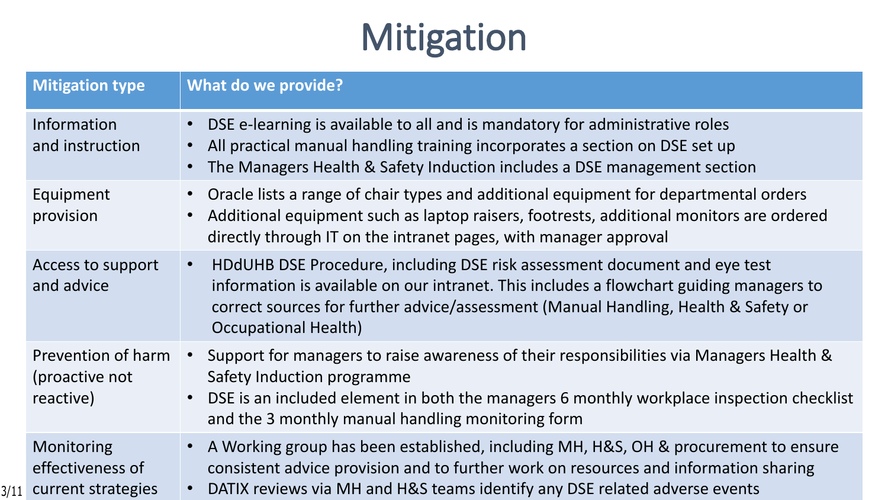# Mitigation

| Mitigation type | What do we provide? |
| --- | --- |
| Information and instruction | • DSE e-learning is available to all and is mandatory for administrative roles<br>• All practical manual handling training incorporates a section on DSE set up<br>• The Managers Health & Safety Induction includes a DSE management section |
| Equipment provision | • Oracle lists a range of chair types and additional equipment for departmental orders<br>• Additional equipment such as laptop raisers, footrests, additional monitors are ordered directly through IT on the intranet pages, with manager approval |
| Access to support and advice | • HDdUHB DSE Procedure, including DSE risk assessment document and eye test information is available on our intranet. This includes a flowchart guiding managers to correct sources for further advice/assessment (Manual Handling, Health & Safety or Occupational Health) |
| Prevention of harm (proactive not reactive) | • Support for managers to raise awareness of their responsibilities via Managers Health & Safety Induction programme<br>• DSE is an included element in both the managers 6 monthly workplace inspection checklist and the 3 monthly manual handling monitoring form |
| Monitoring effectiveness of current strategies | • A Working group has been established, including MH, H&S, OH & procurement to ensure consistent advice provision and to further work on resources and information sharing<br>• DATIX reviews via MH and H&S teams identify any DSE related adverse events |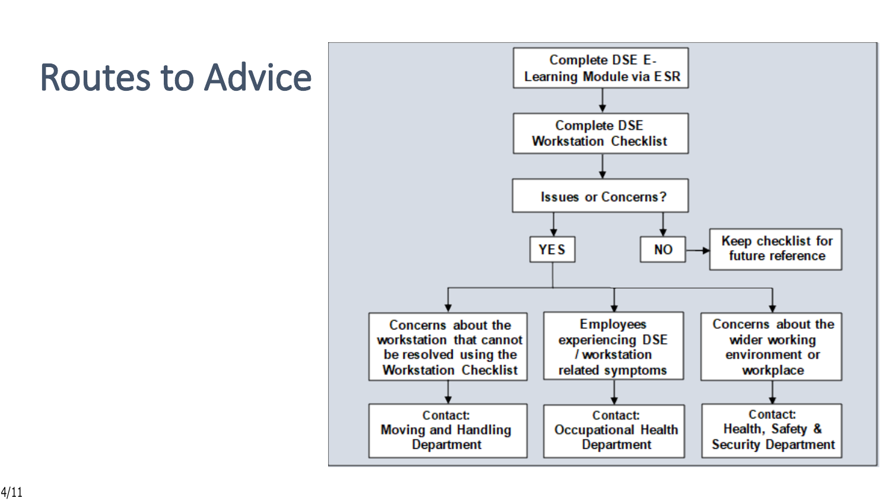# Routes to Advice

Complete DSE E-Learning Module via ESR

↓

Complete DSE Workstation Checklist

↓

Issues or Concerns?

- **NO** → Keep checklist for future reference
- **YES** →
  - Concerns about the workstation that cannot be resolved using the Workstation Checklist → Contact: Moving and Handling Department
  - Employees experiencing DSE / workstation related symptoms → Contact: Occupational Health Department
  - Concerns about the wider working environment or workplace → Contact: Health, Safety & Security Department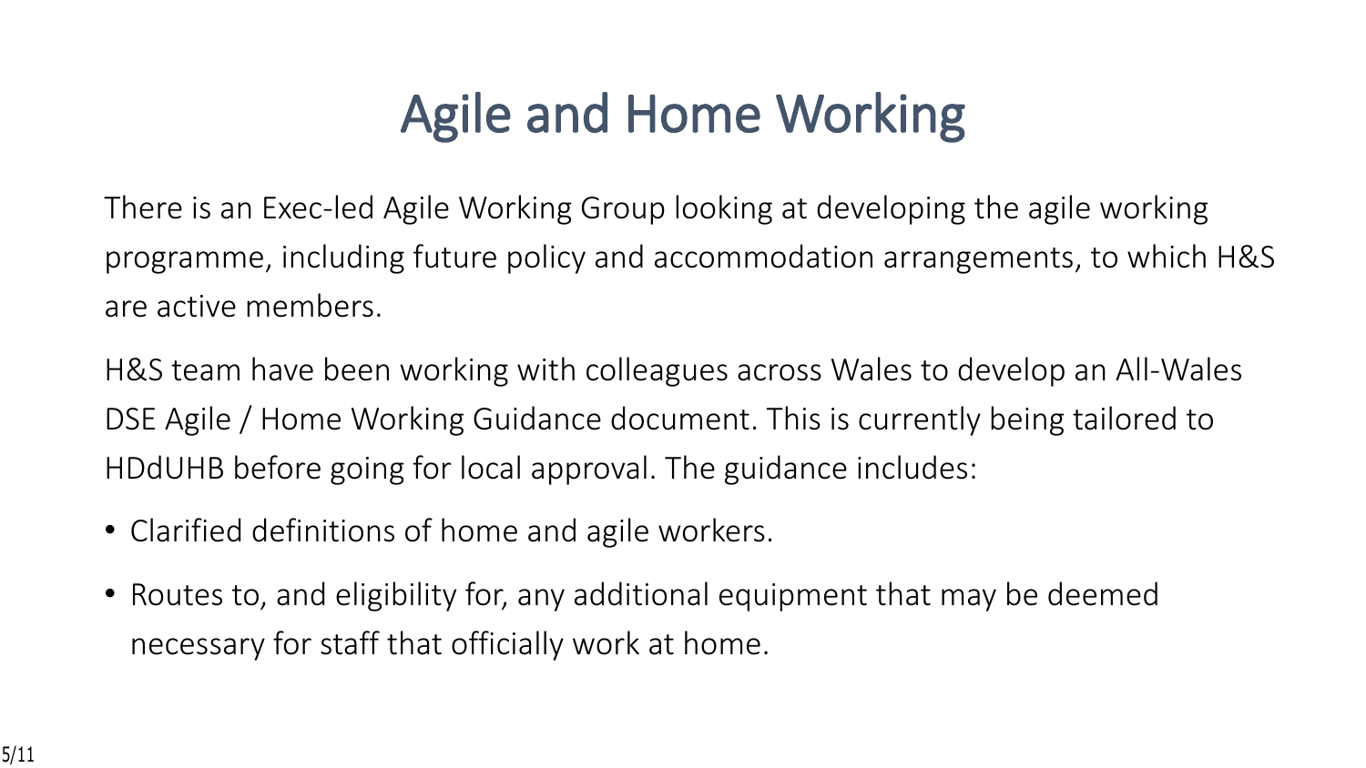# Agile and Home Working

There is an Exec-led Agile Working Group looking at developing the agile working programme, including future policy and accommodation arrangements, to which H&S are active members.

H&S team have been working with colleagues across Wales to develop an All-Wales DSE Agile / Home Working Guidance document. This is currently being tailored to HDdUHB before going for local approval. The guidance includes:

- Clarified definitions of home and agile workers.
- Routes to, and eligibility for, any additional equipment that may be deemed necessary for staff that officially work at home.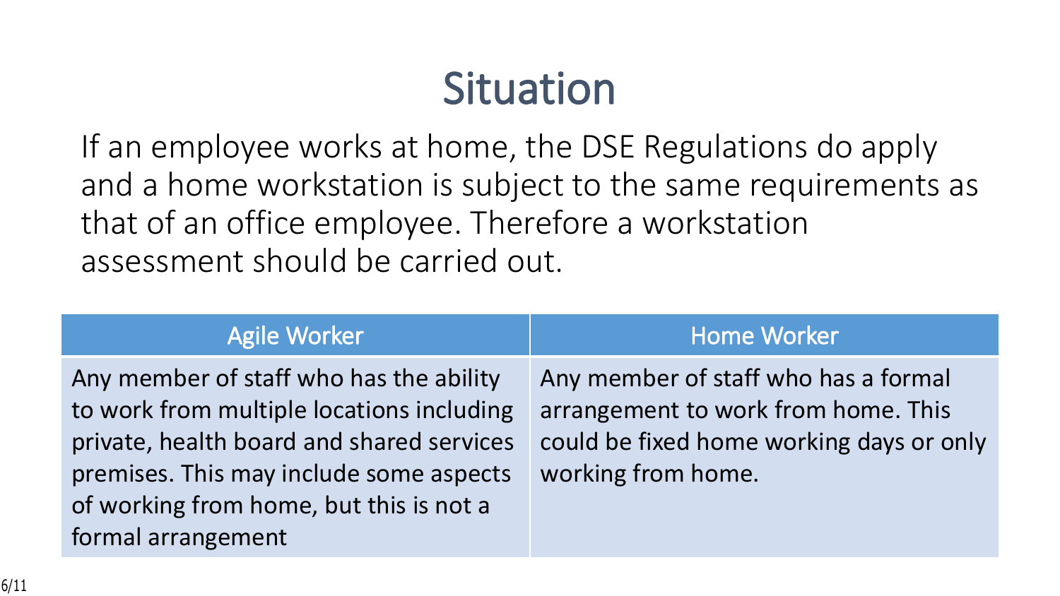# Situation

If an employee works at home, the DSE Regulations do apply and a home workstation is subject to the same requirements as that of an office employee. Therefore a workstation assessment should be carried out.

| Agile Worker | Home Worker |
| --- | --- |
| Any member of staff who has the ability to work from multiple locations including private, health board and shared services premises. This may include some aspects of working from home, but this is not a formal arrangement | Any member of staff who has a formal arrangement to work from home. This could be fixed home working days or only working from home. |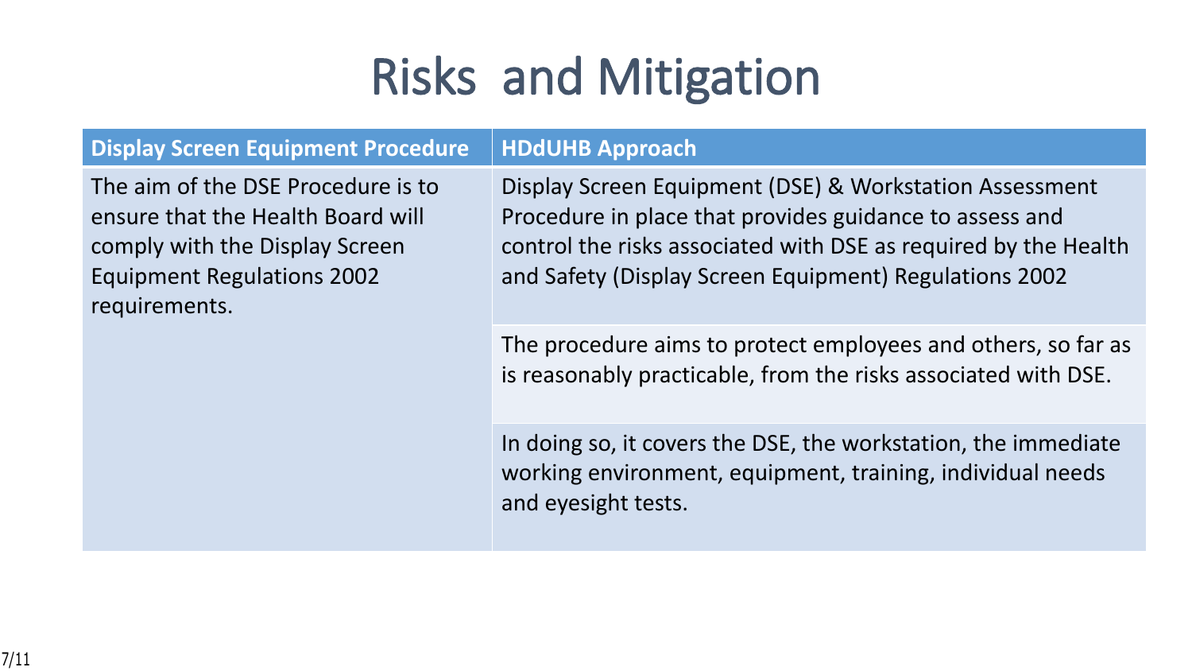# Risks and Mitigation

| Display Screen Equipment Procedure | HDdUHB Approach |
| --- | --- |
| The aim of the DSE Procedure is to ensure that the Health Board will comply with the Display Screen Equipment Regulations 2002 requirements. | Display Screen Equipment (DSE) & Workstation Assessment Procedure in place that provides guidance to assess and control the risks associated with DSE as required by the Health and Safety (Display Screen Equipment) Regulations 2002 |
| | The procedure aims to protect employees and others, so far as is reasonably practicable, from the risks associated with DSE. |
| | In doing so, it covers the DSE, the workstation, the immediate working environment, equipment, training, individual needs and eyesight tests. |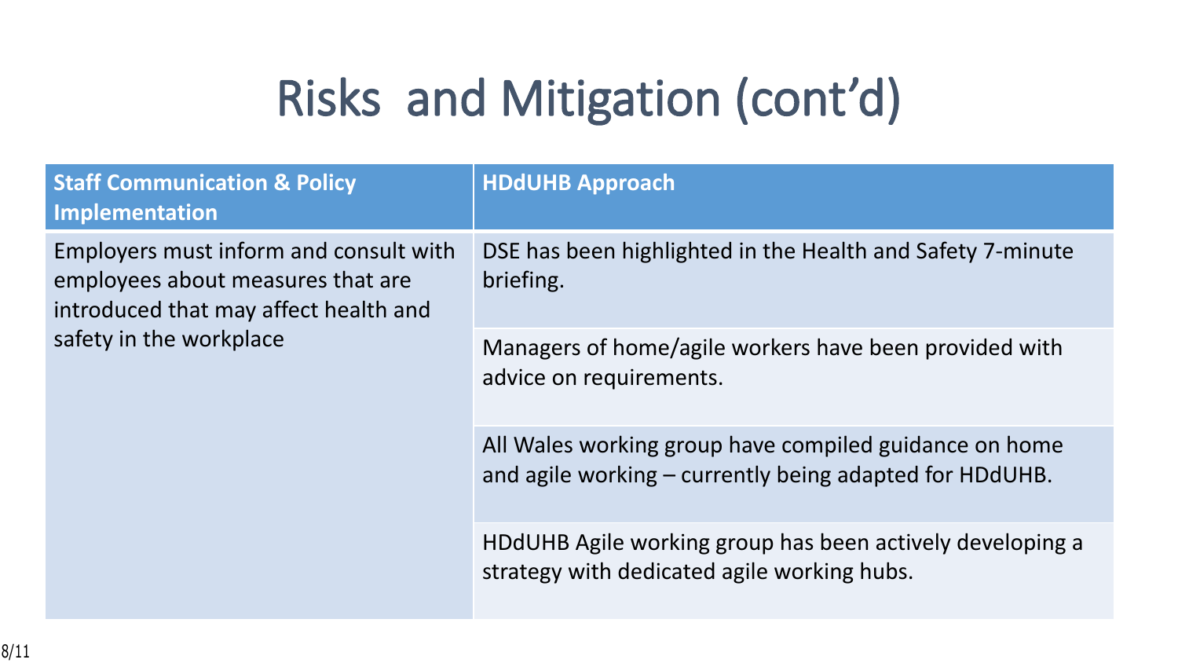# Risks and Mitigation (cont'd)

| Staff Communication & Policy Implementation | HDdUHB Approach |
| --- | --- |
| Employers must inform and consult with employees about measures that are introduced that may affect health and safety in the workplace | DSE has been highlighted in the Health and Safety 7-minute briefing. |
| | Managers of home/agile workers have been provided with advice on requirements. |
| | All Wales working group have compiled guidance on home and agile working – currently being adapted for HDdUHB. |
| | HDdUHB Agile working group has been actively developing a strategy with dedicated agile working hubs. |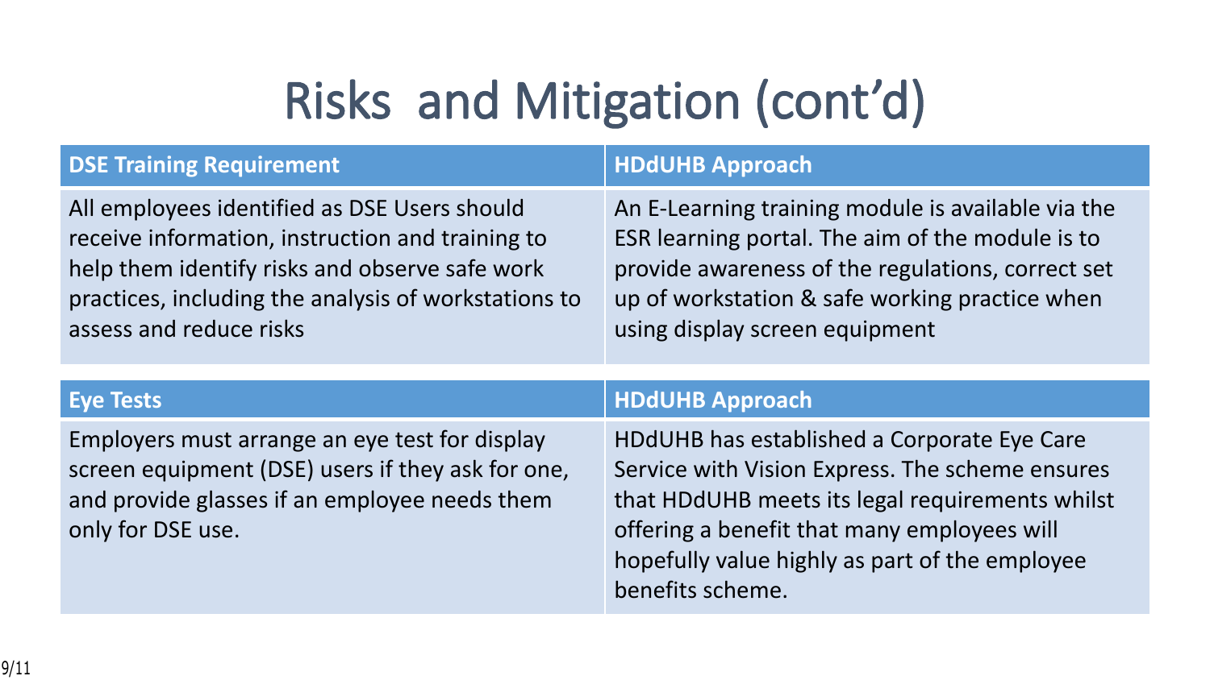# Risks and Mitigation (cont'd)

| DSE Training Requirement | HDdUHB Approach |
|---|---|
| All employees identified as DSE Users should receive information, instruction and training to help them identify risks and observe safe work practices, including the analysis of workstations to assess and reduce risks | An E-Learning training module is available via the ESR learning portal. The aim of the module is to provide awareness of the regulations, correct set up of workstation & safe working practice when using display screen equipment |

| Eye Tests | HDdUHB Approach |
|---|---|
| Employers must arrange an eye test for display screen equipment (DSE) users if they ask for one, and provide glasses if an employee needs them only for DSE use. | HDdUHB has established a Corporate Eye Care Service with Vision Express. The scheme ensures that HDdUHB meets its legal requirements whilst offering a benefit that many employees will hopefully value highly as part of the employee benefits scheme. |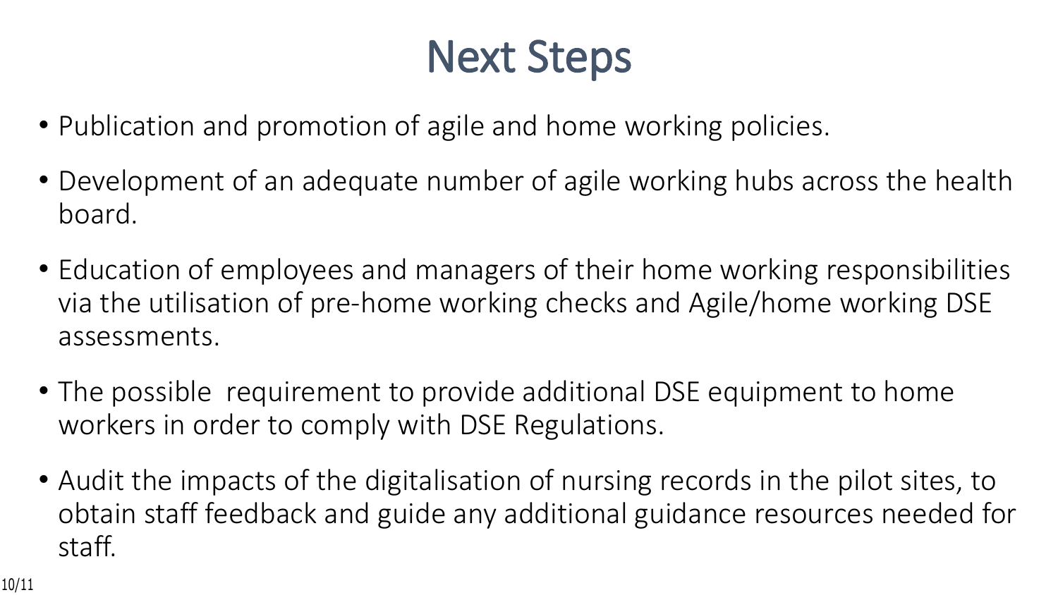# Next Steps

- Publication and promotion of agile and home working policies.
- Development of an adequate number of agile working hubs across the health board.
- Education of employees and managers of their home working responsibilities via the utilisation of pre-home working checks and Agile/home working DSE assessments.
- The possible  requirement to provide additional DSE equipment to home workers in order to comply with DSE Regulations.
- Audit the impacts of the digitalisation of nursing records in the pilot sites, to obtain staff feedback and guide any additional guidance resources needed for staff.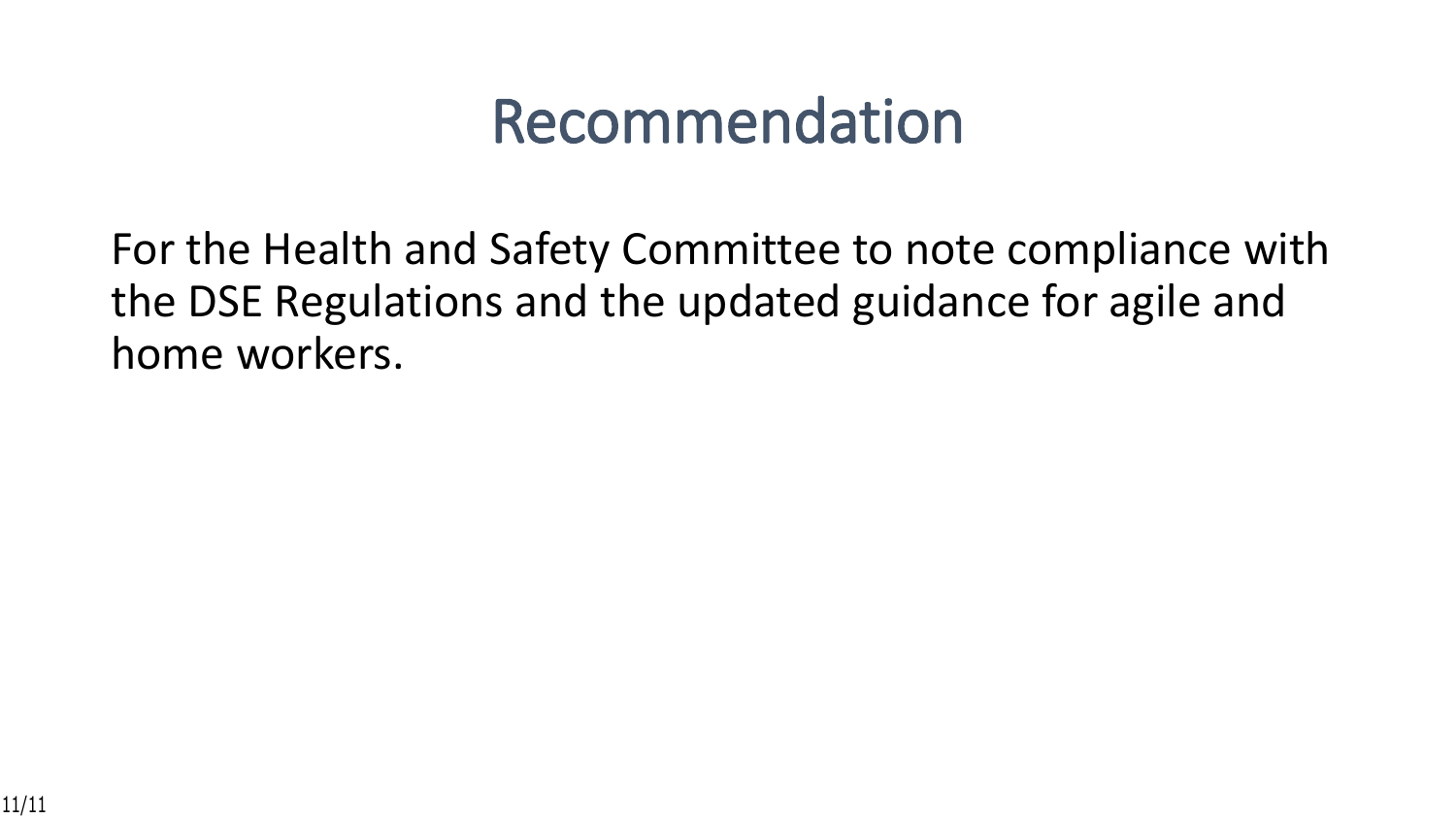# Recommendation

For the Health and Safety Committee to note compliance with the DSE Regulations and the updated guidance for agile and home workers.